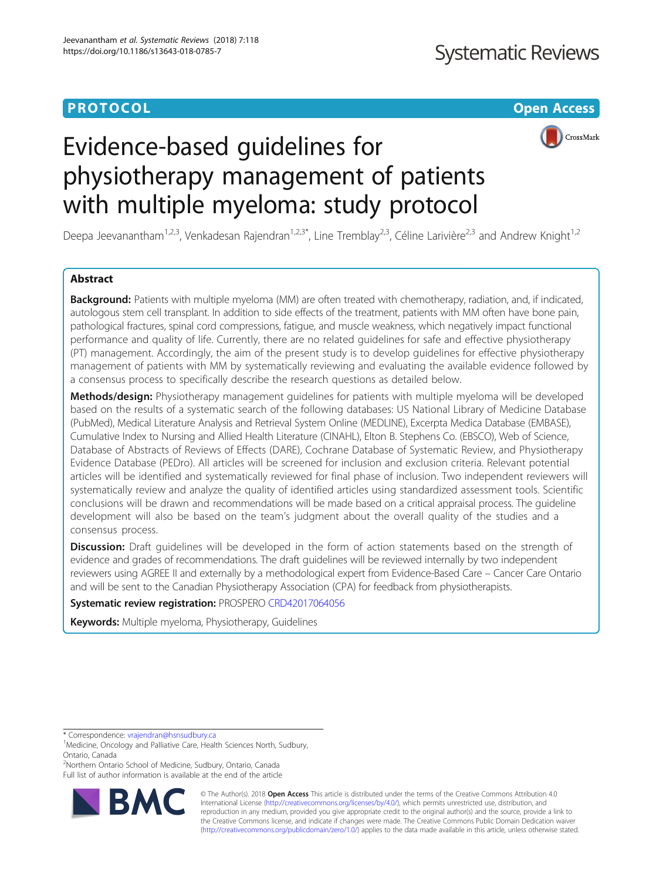**PROTOCOL** **Open Access**

# Evidence-based guidelines for physiotherapy management of patients with multiple myeloma: study protocol

Deepa Jeevanantham[1,2,3], Venkadesan Rajendran[1,2,3*], Line Tremblay[2,3], Céline Larivière[2,3] and Andrew Knight[1,2]

## Abstract

**Background:** Patients with multiple myeloma (MM) are often treated with chemotherapy, radiation, and, if indicated, autologous stem cell transplant. In addition to side effects of the treatment, patients with MM often have bone pain, pathological fractures, spinal cord compressions, fatigue, and muscle weakness, which negatively impact functional performance and quality of life. Currently, there are no related guidelines for safe and effective physiotherapy (PT) management. Accordingly, the aim of the present study is to develop guidelines for effective physiotherapy management of patients with MM by systematically reviewing and evaluating the available evidence followed by a consensus process to specifically describe the research questions as detailed below.

**Methods/design:** Physiotherapy management guidelines for patients with multiple myeloma will be developed based on the results of a systematic search of the following databases: US National Library of Medicine Database (PubMed), Medical Literature Analysis and Retrieval System Online (MEDLINE), Excerpta Medica Database (EMBASE), Cumulative Index to Nursing and Allied Health Literature (CINAHL), Elton B. Stephens Co. (EBSCO), Web of Science, Database of Abstracts of Reviews of Effects (DARE), Cochrane Database of Systematic Review, and Physiotherapy Evidence Database (PEDro). All articles will be screened for inclusion and exclusion criteria. Relevant potential articles will be identified and systematically reviewed for final phase of inclusion. Two independent reviewers will systematically review and analyze the quality of identified articles using standardized assessment tools. Scientific conclusions will be drawn and recommendations will be made based on a critical appraisal process. The guideline development will also be based on the team's judgment about the overall quality of the studies and a consensus process.

**Discussion:** Draft guidelines will be developed in the form of action statements based on the strength of evidence and grades of recommendations. The draft guidelines will be reviewed internally by two independent reviewers using AGREE II and externally by a methodological expert from Evidence-Based Care – Cancer Care Ontario and will be sent to the Canadian Physiotherapy Association (CPA) for feedback from physiotherapists.

**Systematic review registration:** PROSPERO CRD42017064056

**Keywords:** Multiple myeloma, Physiotherapy, Guidelines

---

* Correspondence: vrajendran@hsnsudbury.ca
[1]Medicine, Oncology and Palliative Care, Health Sciences North, Sudbury, Ontario, Canada
[2]Northern Ontario School of Medicine, Sudbury, Ontario, Canada
Full list of author information is available at the end of the article

© The Author(s). 2018 **Open Access** This article is distributed under the terms of the Creative Commons Attribution 4.0 International License (http://creativecommons.org/licenses/by/4.0/), which permits unrestricted use, distribution, and reproduction in any medium, provided you give appropriate credit to the original author(s) and the source, provide a link to the Creative Commons license, and indicate if changes were made. The Creative Commons Public Domain Dedication waiver (http://creativecommons.org/publicdomain/zero/1.0/) applies to the data made available in this article, unless otherwise stated.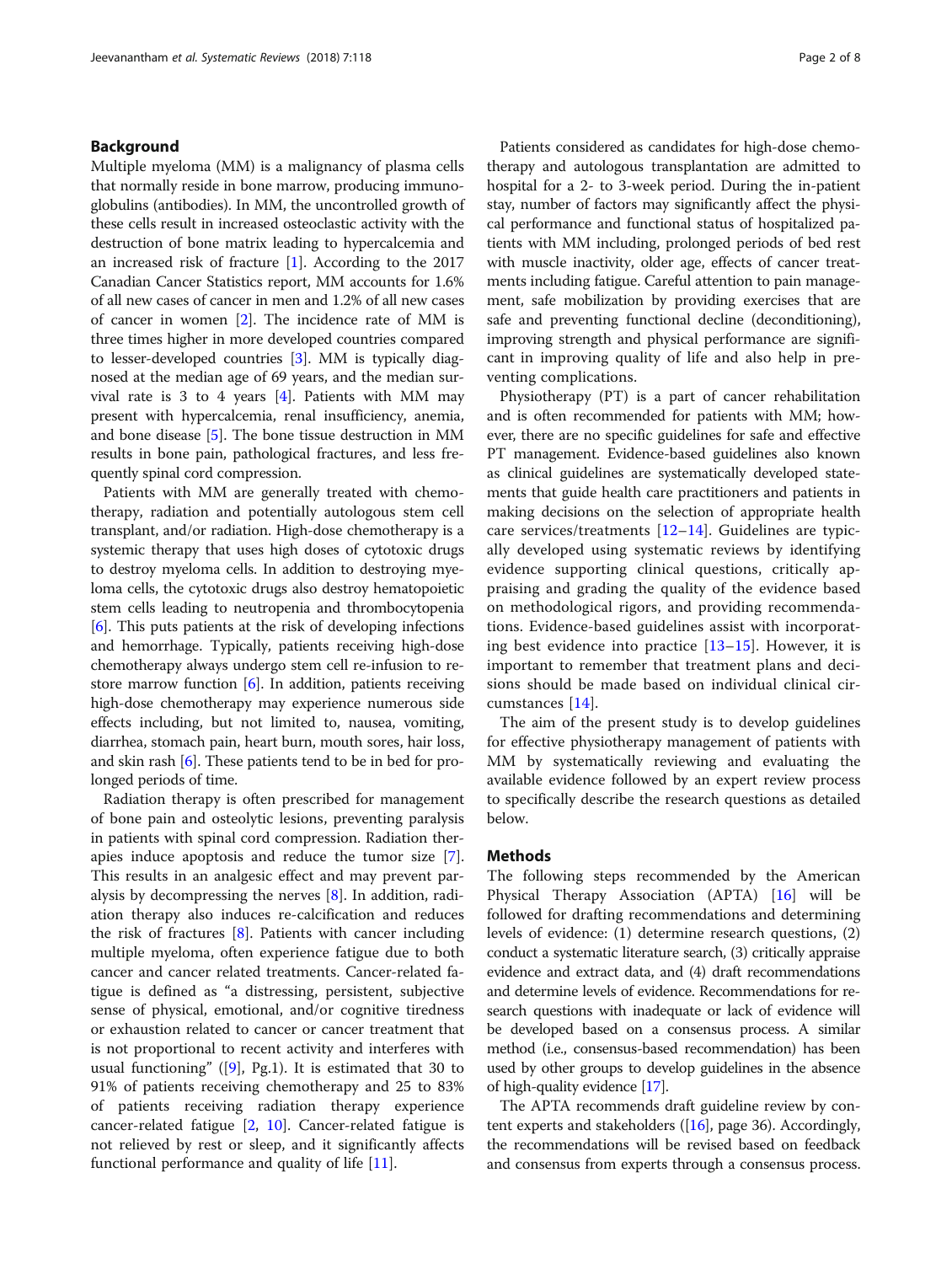## Background

Multiple myeloma (MM) is a malignancy of plasma cells that normally reside in bone marrow, producing immunoglobulins (antibodies). In MM, the uncontrolled growth of these cells result in increased osteoclastic activity with the destruction of bone matrix leading to hypercalcemia and an increased risk of fracture [1]. According to the 2017 Canadian Cancer Statistics report, MM accounts for 1.6% of all new cases of cancer in men and 1.2% of all new cases of cancer in women [2]. The incidence rate of MM is three times higher in more developed countries compared to lesser-developed countries [3]. MM is typically diagnosed at the median age of 69 years, and the median survival rate is 3 to 4 years [4]. Patients with MM may present with hypercalcemia, renal insufficiency, anemia, and bone disease [5]. The bone tissue destruction in MM results in bone pain, pathological fractures, and less frequently spinal cord compression.

Patients with MM are generally treated with chemotherapy, radiation and potentially autologous stem cell transplant, and/or radiation. High-dose chemotherapy is a systemic therapy that uses high doses of cytotoxic drugs to destroy myeloma cells. In addition to destroying myeloma cells, the cytotoxic drugs also destroy hematopoietic stem cells leading to neutropenia and thrombocytopenia [6]. This puts patients at the risk of developing infections and hemorrhage. Typically, patients receiving high-dose chemotherapy always undergo stem cell re-infusion to restore marrow function [6]. In addition, patients receiving high-dose chemotherapy may experience numerous side effects including, but not limited to, nausea, vomiting, diarrhea, stomach pain, heart burn, mouth sores, hair loss, and skin rash [6]. These patients tend to be in bed for prolonged periods of time.

Radiation therapy is often prescribed for management of bone pain and osteolytic lesions, preventing paralysis in patients with spinal cord compression. Radiation therapies induce apoptosis and reduce the tumor size [7]. This results in an analgesic effect and may prevent paralysis by decompressing the nerves [8]. In addition, radiation therapy also induces re-calcification and reduces the risk of fractures [8]. Patients with cancer including multiple myeloma, often experience fatigue due to both cancer and cancer related treatments. Cancer-related fatigue is defined as "a distressing, persistent, subjective sense of physical, emotional, and/or cognitive tiredness or exhaustion related to cancer or cancer treatment that is not proportional to recent activity and interferes with usual functioning" ([9], Pg.1). It is estimated that 30 to 91% of patients receiving chemotherapy and 25 to 83% of patients receiving radiation therapy experience cancer-related fatigue [2, 10]. Cancer-related fatigue is not relieved by rest or sleep, and it significantly affects functional performance and quality of life [11].

Patients considered as candidates for high-dose chemotherapy and autologous transplantation are admitted to hospital for a 2- to 3-week period. During the in-patient stay, number of factors may significantly affect the physical performance and functional status of hospitalized patients with MM including, prolonged periods of bed rest with muscle inactivity, older age, effects of cancer treatments including fatigue. Careful attention to pain management, safe mobilization by providing exercises that are safe and preventing functional decline (deconditioning), improving strength and physical performance are significant in improving quality of life and also help in preventing complications.

Physiotherapy (PT) is a part of cancer rehabilitation and is often recommended for patients with MM; however, there are no specific guidelines for safe and effective PT management. Evidence-based guidelines also known as clinical guidelines are systematically developed statements that guide health care practitioners and patients in making decisions on the selection of appropriate health care services/treatments [12–14]. Guidelines are typically developed using systematic reviews by identifying evidence supporting clinical questions, critically appraising and grading the quality of the evidence based on methodological rigors, and providing recommendations. Evidence-based guidelines assist with incorporating best evidence into practice [13–15]. However, it is important to remember that treatment plans and decisions should be made based on individual clinical circumstances [14].

The aim of the present study is to develop guidelines for effective physiotherapy management of patients with MM by systematically reviewing and evaluating the available evidence followed by an expert review process to specifically describe the research questions as detailed below.

## Methods

The following steps recommended by the American Physical Therapy Association (APTA) [16] will be followed for drafting recommendations and determining levels of evidence: (1) determine research questions, (2) conduct a systematic literature search, (3) critically appraise evidence and extract data, and (4) draft recommendations and determine levels of evidence. Recommendations for research questions with inadequate or lack of evidence will be developed based on a consensus process. A similar method (i.e., consensus-based recommendation) has been used by other groups to develop guidelines in the absence of high-quality evidence [17].

The APTA recommends draft guideline review by content experts and stakeholders ([16], page 36). Accordingly, the recommendations will be revised based on feedback and consensus from experts through a consensus process.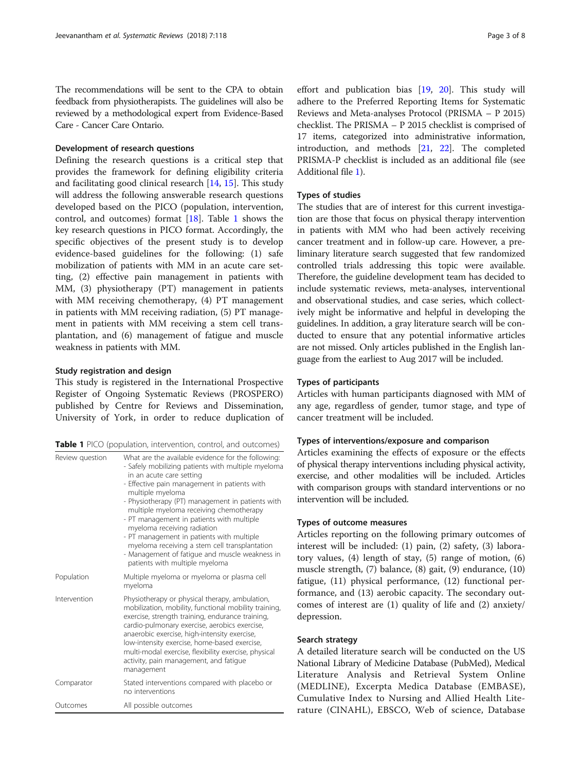The recommendations will be sent to the CPA to obtain feedback from physiotherapists. The guidelines will also be reviewed by a methodological expert from Evidence-Based Care - Cancer Care Ontario.

### Development of research questions

Defining the research questions is a critical step that provides the framework for defining eligibility criteria and facilitating good clinical research [14, 15]. This study will address the following answerable research questions developed based on the PICO (population, intervention, control, and outcomes) format [18]. Table 1 shows the key research questions in PICO format. Accordingly, the specific objectives of the present study is to develop evidence-based guidelines for the following: (1) safe mobilization of patients with MM in an acute care setting, (2) effective pain management in patients with MM, (3) physiotherapy (PT) management in patients with MM receiving chemotherapy, (4) PT management in patients with MM receiving radiation, (5) PT management in patients with MM receiving a stem cell transplantation, and (6) management of fatigue and muscle weakness in patients with MM.

### Study registration and design

This study is registered in the International Prospective Register of Ongoing Systematic Reviews (PROSPERO) published by Centre for Reviews and Dissemination, University of York, in order to reduce duplication of effort and publication bias [19, 20]. This study will adhere to the Preferred Reporting Items for Systematic Reviews and Meta-analyses Protocol (PRISMA – P 2015) checklist. The PRISMA – P 2015 checklist is comprised of 17 items, categorized into administrative information, introduction, and methods [21, 22]. The completed PRISMA-P checklist is included as an additional file (see Additional file 1).

**Table 1** PICO (population, intervention, control, and outcomes)

| | |
|---|---|
| Review question | What are the available evidence for the following:<br>- Safely mobilizing patients with multiple myeloma in an acute care setting<br>- Effective pain management in patients with multiple myeloma<br>- Physiotherapy (PT) management in patients with multiple myeloma receiving chemotherapy<br>- PT management in patients with multiple myeloma receiving radiation<br>- PT management in patients with multiple myeloma receiving a stem cell transplantation<br>- Management of fatigue and muscle weakness in patients with multiple myeloma |
| Population | Multiple myeloma or myeloma or plasma cell myeloma |
| Intervention | Physiotherapy or physical therapy, ambulation, mobilization, mobility, functional mobility training, exercise, strength training, endurance training, cardio-pulmonary exercise, aerobics exercise, anaerobic exercise, high-intensity exercise, low-intensity exercise, home-based exercise, multi-modal exercise, flexibility exercise, physical activity, pain management, and fatigue management |
| Comparator | Stated interventions compared with placebo or no interventions |
| Outcomes | All possible outcomes |

### Types of studies

The studies that are of interest for this current investigation are those that focus on physical therapy intervention in patients with MM who had been actively receiving cancer treatment and in follow-up care. However, a preliminary literature search suggested that few randomized controlled trials addressing this topic were available. Therefore, the guideline development team has decided to include systematic reviews, meta-analyses, interventional and observational studies, and case series, which collectively might be informative and helpful in developing the guidelines. In addition, a gray literature search will be conducted to ensure that any potential informative articles are not missed. Only articles published in the English language from the earliest to Aug 2017 will be included.

### Types of participants

Articles with human participants diagnosed with MM of any age, regardless of gender, tumor stage, and type of cancer treatment will be included.

### Types of interventions/exposure and comparison

Articles examining the effects of exposure or the effects of physical therapy interventions including physical activity, exercise, and other modalities will be included. Articles with comparison groups with standard interventions or no intervention will be included.

### Types of outcome measures

Articles reporting on the following primary outcomes of interest will be included: (1) pain, (2) safety, (3) laboratory values, (4) length of stay, (5) range of motion, (6) muscle strength, (7) balance, (8) gait, (9) endurance, (10) fatigue, (11) physical performance, (12) functional performance, and (13) aerobic capacity. The secondary outcomes of interest are (1) quality of life and (2) anxiety/depression.

### Search strategy

A detailed literature search will be conducted on the US National Library of Medicine Database (PubMed), Medical Literature Analysis and Retrieval System Online (MEDLINE), Excerpta Medica Database (EMBASE), Cumulative Index to Nursing and Allied Health Literature (CINAHL), EBSCO, Web of science, Database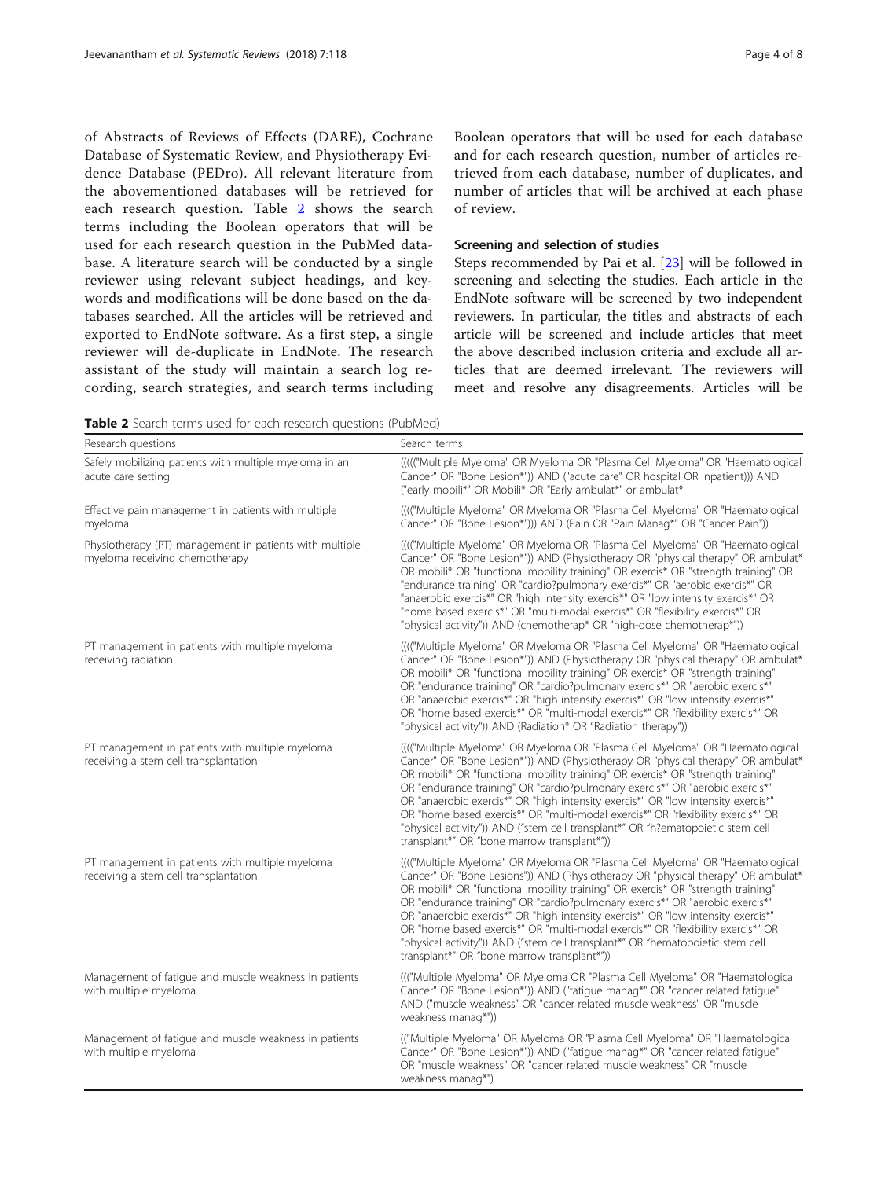of Abstracts of Reviews of Effects (DARE), Cochrane Database of Systematic Review, and Physiotherapy Evidence Database (PEDro). All relevant literature from the abovementioned databases will be retrieved for each research question. Table 2 shows the search terms including the Boolean operators that will be used for each research question in the PubMed database. A literature search will be conducted by a single reviewer using relevant subject headings, and keywords and modifications will be done based on the databases searched. All the articles will be retrieved and exported to EndNote software. As a first step, a single reviewer will de-duplicate in EndNote. The research assistant of the study will maintain a search log recording, search strategies, and search terms including Boolean operators that will be used for each database and for each research question, number of articles retrieved from each database, number of duplicates, and number of articles that will be archived at each phase of review.

### Screening and selection of studies

Steps recommended by Pai et al. [23] will be followed in screening and selecting the studies. Each article in the EndNote software will be screened by two independent reviewers. In particular, the titles and abstracts of each article will be screened and include articles that meet the above described inclusion criteria and exclude all articles that are deemed irrelevant. The reviewers will meet and resolve any disagreements. Articles will be

**Table 2** Search terms used for each research questions (PubMed)

| Research questions | Search terms |
|---|---|
| Safely mobilizing patients with multiple myeloma in an acute care setting | ((((("Multiple Myeloma" OR Myeloma OR "Plasma Cell Myeloma" OR "Haematological Cancer" OR "Bone Lesion*")) AND ("acute care" OR hospital OR Inpatient))) AND ("early mobili*" OR Mobili* OR "Early ambulat*" or ambulat* |
| Effective pain management in patients with multiple myeloma | (((("Multiple Myeloma" OR Myeloma OR "Plasma Cell Myeloma" OR "Haematological Cancer" OR "Bone Lesion*"))) AND (Pain OR "Pain Manag*" OR "Cancer Pain")) |
| Physiotherapy (PT) management in patients with multiple myeloma receiving chemotherapy | (((("Multiple Myeloma" OR Myeloma OR "Plasma Cell Myeloma" OR "Haematological Cancer" OR "Bone Lesion*")) AND (Physiotherapy OR "physical therapy" OR ambulat* OR mobili* OR "functional mobility training" OR exercis* OR "strength training" OR "endurance training" OR "cardio?pulmonary exercis*" OR "aerobic exercis*" OR "anaerobic exercis*" OR "high intensity exercis*" OR "low intensity exercis*" OR "home based exercis*" OR "multi-modal exercis*" OR "flexibility exercis*" OR "physical activity")) AND (chemotherap* OR "high-dose chemotherap*")) |
| PT management in patients with multiple myeloma receiving radiation | (((("Multiple Myeloma" OR Myeloma OR "Plasma Cell Myeloma" OR "Haematological Cancer" OR "Bone Lesion*")) AND (Physiotherapy OR "physical therapy" OR ambulat* OR mobili* OR "functional mobility training" OR exercis* OR "strength training" OR "endurance training" OR "cardio?pulmonary exercis*" OR "aerobic exercis*" OR "anaerobic exercis*" OR "high intensity exercis*" OR "low intensity exercis*" OR "home based exercis*" OR "multi-modal exercis*" OR "flexibility exercis*" OR "physical activity")) AND (Radiation* OR "Radiation therapy")) |
| PT management in patients with multiple myeloma receiving a stem cell transplantation | (((("Multiple Myeloma" OR Myeloma OR "Plasma Cell Myeloma" OR "Haematological Cancer" OR "Bone Lesion*")) AND (Physiotherapy OR "physical therapy" OR ambulat* OR mobili* OR "functional mobility training" OR exercis* OR "strength training" OR "endurance training" OR "cardio?pulmonary exercis*" OR "aerobic exercis*" OR "anaerobic exercis*" OR "high intensity exercis*" OR "low intensity exercis*" OR "home based exercis*" OR "multi-modal exercis*" OR "flexibility exercis*" OR "physical activity")) AND ("stem cell transplant*" OR "h?ematopoietic stem cell transplant*" OR "bone marrow transplant*")) |
| PT management in patients with multiple myeloma receiving a stem cell transplantation | (((("Multiple Myeloma" OR Myeloma OR "Plasma Cell Myeloma" OR "Haematological Cancer" OR "Bone Lesions")) AND (Physiotherapy OR "physical therapy" OR ambulat* OR mobili* OR "functional mobility training" OR exercis* OR "strength training" OR "endurance training" OR "cardio?pulmonary exercis*" OR "aerobic exercis*" OR "anaerobic exercis*" OR "high intensity exercis*" OR "low intensity exercis*" OR "home based exercis*" OR "multi-modal exercis*" OR "flexibility exercis*" OR "physical activity")) AND ("stem cell transplant*" OR "hematopoietic stem cell transplant*" OR "bone marrow transplant*")) |
| Management of fatigue and muscle weakness in patients with multiple myeloma | ((("Multiple Myeloma" OR Myeloma OR "Plasma Cell Myeloma" OR "Haematological Cancer" OR "Bone Lesion*")) AND ("fatigue manag*" OR "cancer related fatigue" AND ("muscle weakness" OR "cancer related muscle weakness" OR "muscle weakness manag*")) |
| Management of fatigue and muscle weakness in patients with multiple myeloma | (("Multiple Myeloma" OR Myeloma OR "Plasma Cell Myeloma" OR "Haematological Cancer" OR "Bone Lesion*")) AND ("fatigue manag*" OR "cancer related fatigue" OR "muscle weakness" OR "cancer related muscle weakness" OR "muscle weakness manag*") |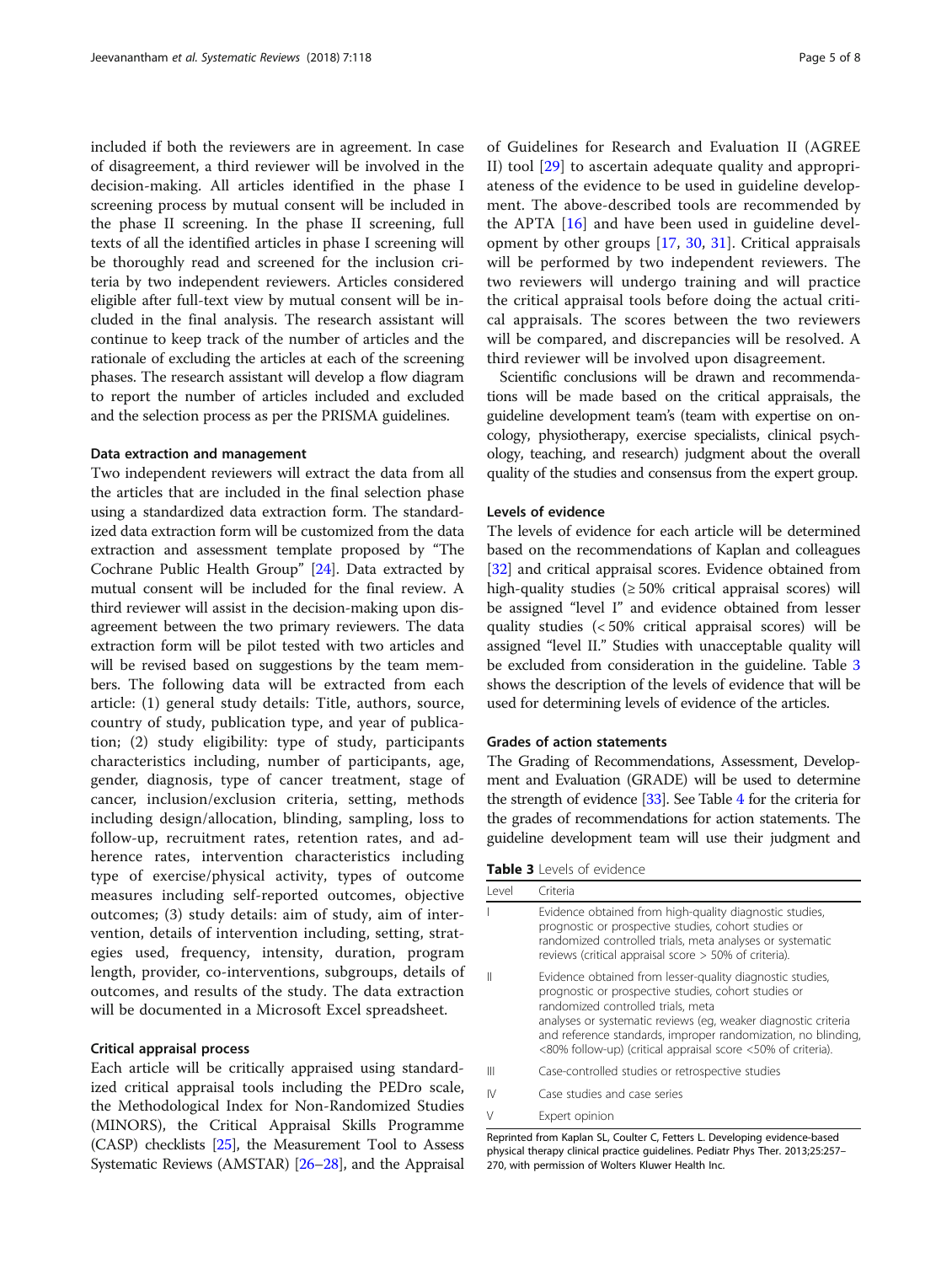included if both the reviewers are in agreement. In case of disagreement, a third reviewer will be involved in the decision-making. All articles identified in the phase I screening process by mutual consent will be included in the phase II screening. In the phase II screening, full texts of all the identified articles in phase I screening will be thoroughly read and screened for the inclusion criteria by two independent reviewers. Articles considered eligible after full-text view by mutual consent will be included in the final analysis. The research assistant will continue to keep track of the number of articles and the rationale of excluding the articles at each of the screening phases. The research assistant will develop a flow diagram to report the number of articles included and excluded and the selection process as per the PRISMA guidelines.

#### Data extraction and management

Two independent reviewers will extract the data from all the articles that are included in the final selection phase using a standardized data extraction form. The standardized data extraction form will be customized from the data extraction and assessment template proposed by "The Cochrane Public Health Group" [24]. Data extracted by mutual consent will be included for the final review. A third reviewer will assist in the decision-making upon disagreement between the two primary reviewers. The data extraction form will be pilot tested with two articles and will be revised based on suggestions by the team members. The following data will be extracted from each article: (1) general study details: Title, authors, source, country of study, publication type, and year of publication; (2) study eligibility: type of study, participants characteristics including, number of participants, age, gender, diagnosis, type of cancer treatment, stage of cancer, inclusion/exclusion criteria, setting, methods including design/allocation, blinding, sampling, loss to follow-up, recruitment rates, retention rates, and adherence rates, intervention characteristics including type of exercise/physical activity, types of outcome measures including self-reported outcomes, objective outcomes; (3) study details: aim of study, aim of intervention, details of intervention including, setting, strategies used, frequency, intensity, duration, program length, provider, co-interventions, subgroups, details of outcomes, and results of the study. The data extraction will be documented in a Microsoft Excel spreadsheet.

#### Critical appraisal process

Each article will be critically appraised using standardized critical appraisal tools including the PEDro scale, the Methodological Index for Non-Randomized Studies (MINORS), the Critical Appraisal Skills Programme (CASP) checklists [25], the Measurement Tool to Assess Systematic Reviews (AMSTAR) [26–28], and the Appraisal of Guidelines for Research and Evaluation II (AGREE II) tool [29] to ascertain adequate quality and appropriateness of the evidence to be used in guideline development. The above-described tools are recommended by the APTA [16] and have been used in guideline development by other groups [17, 30, 31]. Critical appraisals will be performed by two independent reviewers. The two reviewers will undergo training and will practice the critical appraisal tools before doing the actual critical appraisals. The scores between the two reviewers will be compared, and discrepancies will be resolved. A third reviewer will be involved upon disagreement.

Scientific conclusions will be drawn and recommendations will be made based on the critical appraisals, the guideline development team's (team with expertise on oncology, physiotherapy, exercise specialists, clinical psychology, teaching, and research) judgment about the overall quality of the studies and consensus from the expert group.

#### Levels of evidence

The levels of evidence for each article will be determined based on the recommendations of Kaplan and colleagues [32] and critical appraisal scores. Evidence obtained from high-quality studies (≥ 50% critical appraisal scores) will be assigned "level I" and evidence obtained from lesser quality studies (< 50% critical appraisal scores) will be assigned "level II." Studies with unacceptable quality will be excluded from consideration in the guideline. Table 3 shows the description of the levels of evidence that will be used for determining levels of evidence of the articles.

#### Grades of action statements

The Grading of Recommendations, Assessment, Development and Evaluation (GRADE) will be used to determine the strength of evidence [33]. See Table 4 for the criteria for the grades of recommendations for action statements. The guideline development team will use their judgment and

**Table 3** Levels of evidence

| Level | Criteria |
|---|---|
| I | Evidence obtained from high-quality diagnostic studies, prognostic or prospective studies, cohort studies or randomized controlled trials, meta analyses or systematic reviews (critical appraisal score > 50% of criteria). |
| II | Evidence obtained from lesser-quality diagnostic studies, prognostic or prospective studies, cohort studies or randomized controlled trials, meta analyses or systematic reviews (eg, weaker diagnostic criteria and reference standards, improper randomization, no blinding, <80% follow-up) (critical appraisal score <50% of criteria). |
| III | Case-controlled studies or retrospective studies |
| IV | Case studies and case series |
| V | Expert opinion |

Reprinted from Kaplan SL, Coulter C, Fetters L. Developing evidence-based physical therapy clinical practice guidelines. Pediatr Phys Ther. 2013;25:257–270, with permission of Wolters Kluwer Health Inc.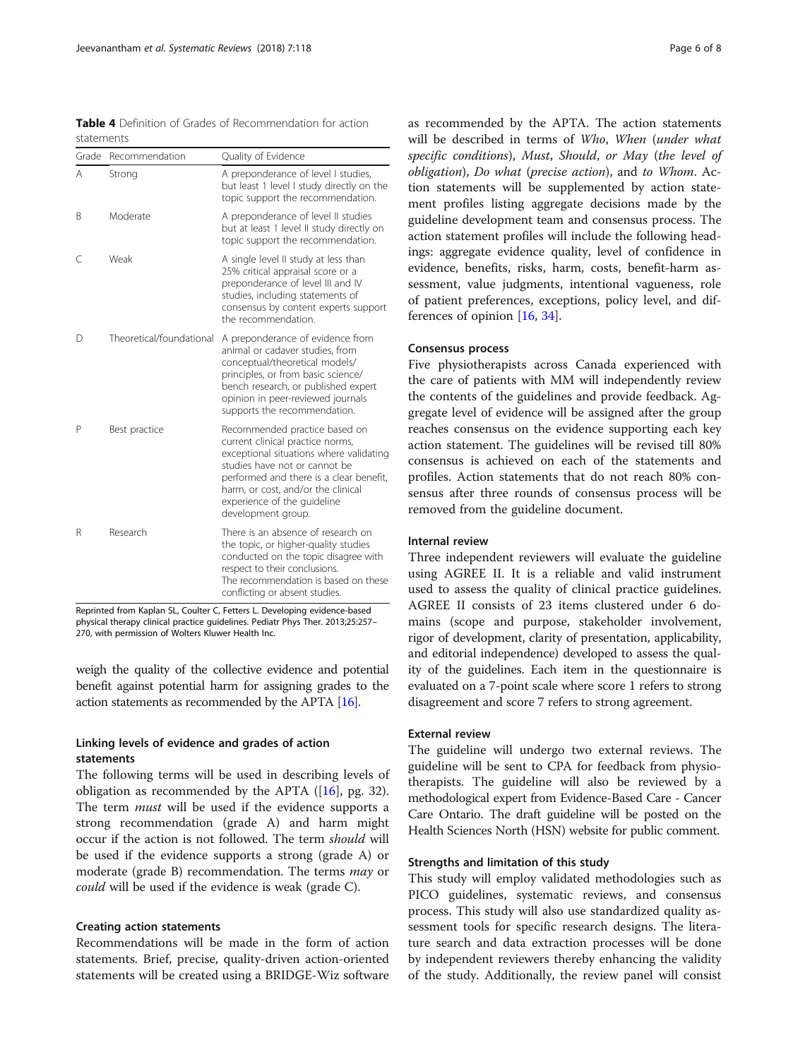**Table 4** Definition of Grades of Recommendation for action statements

| Grade | Recommendation | Quality of Evidence |
| --- | --- | --- |
| A | Strong | A preponderance of level I studies, but least 1 level I study directly on the topic support the recommendation. |
| B | Moderate | A preponderance of level II studies but at least 1 level II study directly on the topic support the recommendation. |
| C | Weak | A single level II study at less than 25% critical appraisal score or a preponderance of level III and IV studies, including statements of consensus by content experts support the recommendation. |
| D | Theoretical/foundational | A preponderance of evidence from animal or cadaver studies, from conceptual/theoretical models/ principles, or from basic science/ bench research, or published expert opinion in peer-reviewed journals supports the recommendation. |
| P | Best practice | Recommended practice based on current clinical practice norms, exceptional situations where validating studies have not or cannot be performed and there is a clear benefit, harm, or cost, and/or the clinical experience of the guideline development group. |
| R | Research | There is an absence of research on the topic, or higher-quality studies conducted on the topic disagree with respect to their conclusions. The recommendation is based on these conflicting or absent studies. |

Reprinted from Kaplan SL, Coulter C, Fetters L. Developing evidence-based physical therapy clinical practice guidelines. Pediatr Phys Ther. 2013;25:257–270, with permission of Wolters Kluwer Health Inc.

weigh the quality of the collective evidence and potential benefit against potential harm for assigning grades to the action statements as recommended by the APTA [16].

### Linking levels of evidence and grades of action statements

The following terms will be used in describing levels of obligation as recommended by the APTA ([16], pg. 32). The term *must* will be used if the evidence supports a strong recommendation (grade A) and harm might occur if the action is not followed. The term *should* will be used if the evidence supports a strong (grade A) or moderate (grade B) recommendation. The terms *may* or *could* will be used if the evidence is weak (grade C).

#### Creating action statements

Recommendations will be made in the form of action statements. Brief, precise, quality-driven action-oriented statements will be created using a BRIDGE-Wiz software as recommended by the APTA. The action statements will be described in terms of *Who*, *When* (*under what specific conditions*), *Must*, *Should*, or *May* (*the level of obligation*), *Do what* (*precise action*), and *to Whom*. Action statements will be supplemented by action statement profiles listing aggregate decisions made by the guideline development team and consensus process. The action statement profiles will include the following headings: aggregate evidence quality, level of confidence in evidence, benefits, risks, harm, costs, benefit-harm assessment, value judgments, intentional vagueness, role of patient preferences, exceptions, policy level, and differences of opinion [16, 34].

#### Consensus process

Five physiotherapists across Canada experienced with the care of patients with MM will independently review the contents of the guidelines and provide feedback. Aggregate level of evidence will be assigned after the group reaches consensus on the evidence supporting each key action statement. The guidelines will be revised till 80% consensus is achieved on each of the statements and profiles. Action statements that do not reach 80% consensus after three rounds of consensus process will be removed from the guideline document.

#### Internal review

Three independent reviewers will evaluate the guideline using AGREE II. It is a reliable and valid instrument used to assess the quality of clinical practice guidelines. AGREE II consists of 23 items clustered under 6 domains (scope and purpose, stakeholder involvement, rigor of development, clarity of presentation, applicability, and editorial independence) developed to assess the quality of the guidelines. Each item in the questionnaire is evaluated on a 7-point scale where score 1 refers to strong disagreement and score 7 refers to strong agreement.

#### External review

The guideline will undergo two external reviews. The guideline will be sent to CPA for feedback from physiotherapists. The guideline will also be reviewed by a methodological expert from Evidence-Based Care - Cancer Care Ontario. The draft guideline will be posted on the Health Sciences North (HSN) website for public comment.

#### Strengths and limitation of this study

This study will employ validated methodologies such as PICO guidelines, systematic reviews, and consensus process. This study will also use standardized quality assessment tools for specific research designs. The literature search and data extraction processes will be done by independent reviewers thereby enhancing the validity of the study. Additionally, the review panel will consist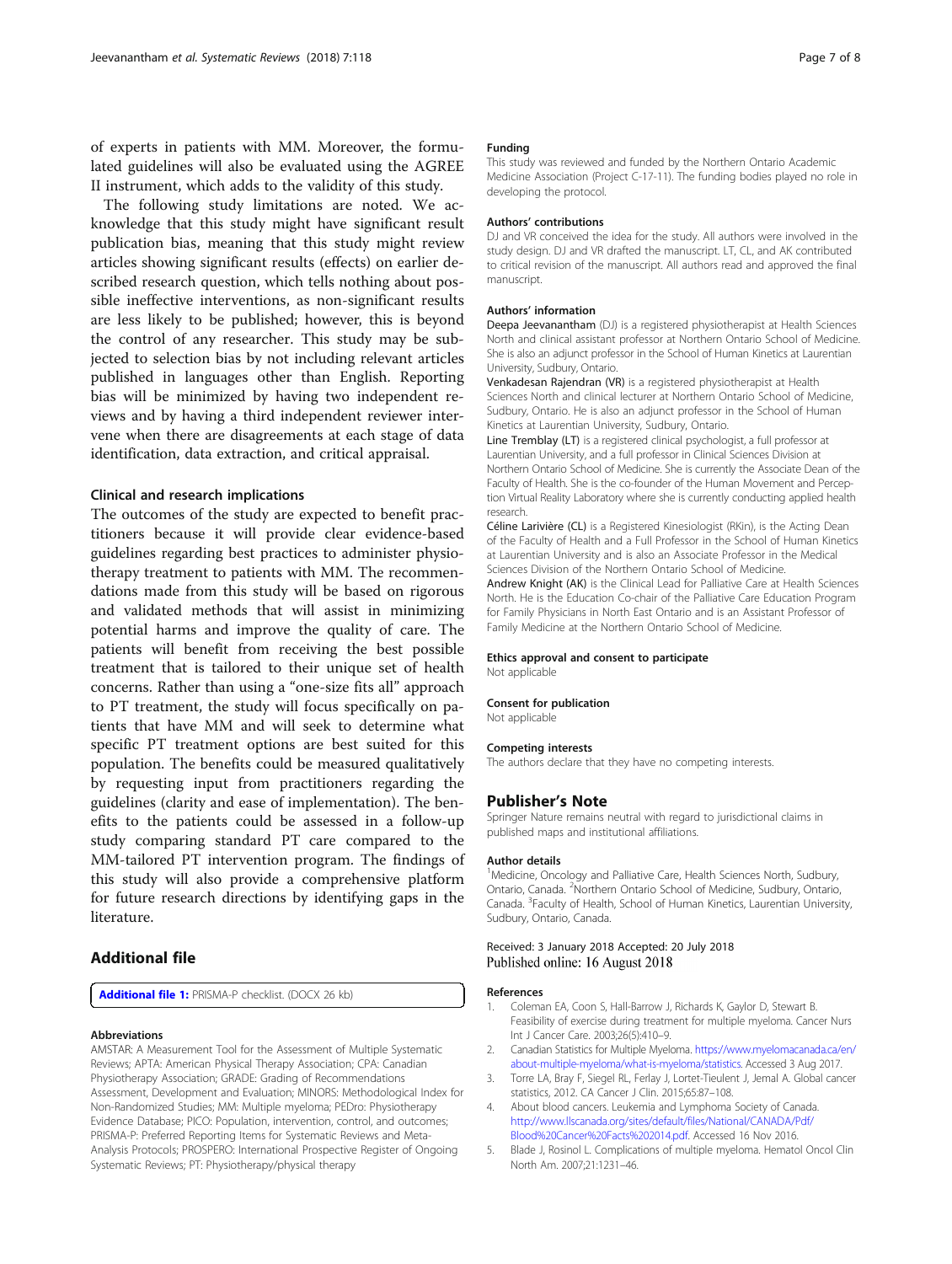of experts in patients with MM. Moreover, the formulated guidelines will also be evaluated using the AGREE II instrument, which adds to the validity of this study.

The following study limitations are noted. We acknowledge that this study might have significant result publication bias, meaning that this study might review articles showing significant results (effects) on earlier described research question, which tells nothing about possible ineffective interventions, as non-significant results are less likely to be published; however, this is beyond the control of any researcher. This study may be subjected to selection bias by not including relevant articles published in languages other than English. Reporting bias will be minimized by having two independent reviews and by having a third independent reviewer intervene when there are disagreements at each stage of data identification, data extraction, and critical appraisal.

### Clinical and research implications

The outcomes of the study are expected to benefit practitioners because it will provide clear evidence-based guidelines regarding best practices to administer physiotherapy treatment to patients with MM. The recommendations made from this study will be based on rigorous and validated methods that will assist in minimizing potential harms and improve the quality of care. The patients will benefit from receiving the best possible treatment that is tailored to their unique set of health concerns. Rather than using a "one-size fits all" approach to PT treatment, the study will focus specifically on patients that have MM and will seek to determine what specific PT treatment options are best suited for this population. The benefits could be measured qualitatively by requesting input from practitioners regarding the guidelines (clarity and ease of implementation). The benefits to the patients could be assessed in a follow-up study comparing standard PT care compared to the MM-tailored PT intervention program. The findings of this study will also provide a comprehensive platform for future research directions by identifying gaps in the literature.

## Additional file

**Additional file 1:** PRISMA-P checklist. (DOCX 26 kb)

#### Abbreviations

AMSTAR: A Measurement Tool for the Assessment of Multiple Systematic Reviews; APTA: American Physical Therapy Association; CPA: Canadian Physiotherapy Association; GRADE: Grading of Recommendations Assessment, Development and Evaluation; MINORS: Methodological Index for Non-Randomized Studies; MM: Multiple myeloma; PEDro: Physiotherapy Evidence Database; PICO: Population, intervention, control, and outcomes; PRISMA-P: Preferred Reporting Items for Systematic Reviews and Meta-Analysis Protocols; PROSPERO: International Prospective Register of Ongoing Systematic Reviews; PT: Physiotherapy/physical therapy

#### Funding

This study was reviewed and funded by the Northern Ontario Academic Medicine Association (Project C-17-11). The funding bodies played no role in developing the protocol.

#### Authors' contributions

DJ and VR conceived the idea for the study. All authors were involved in the study design. DJ and VR drafted the manuscript. LT, CL, and AK contributed to critical revision of the manuscript. All authors read and approved the final manuscript.

#### Authors' information

**Deepa Jeevanantham** (DJ) is a registered physiotherapist at Health Sciences North and clinical assistant professor at Northern Ontario School of Medicine. She is also an adjunct professor in the School of Human Kinetics at Laurentian University, Sudbury, Ontario.

**Venkadesan Rajendran** (VR) is a registered physiotherapist at Health Sciences North and clinical lecturer at Northern Ontario School of Medicine, Sudbury, Ontario. He is also an adjunct professor in the School of Human Kinetics at Laurentian University, Sudbury, Ontario.

**Line Tremblay** (LT) is a registered clinical psychologist, a full professor at Laurentian University, and a full professor in Clinical Sciences Division at Northern Ontario School of Medicine. She is currently the Associate Dean of the Faculty of Health. She is the co-founder of the Human Movement and Perception Virtual Reality Laboratory where she is currently conducting applied health research.

**Céline Larivière** (CL) is a Registered Kinesiologist (RKin), is the Acting Dean of the Faculty of Health and a Full Professor in the School of Human Kinetics at Laurentian University and is also an Associate Professor in the Medical Sciences Division of the Northern Ontario School of Medicine.

**Andrew Knight** (AK) is the Clinical Lead for Palliative Care at Health Sciences North. He is the Education Co-chair of the Palliative Care Education Program for Family Physicians in North East Ontario and is an Assistant Professor of Family Medicine at the Northern Ontario School of Medicine.

#### Ethics approval and consent to participate

Not applicable

#### Consent for publication

Not applicable

#### Competing interests

The authors declare that they have no competing interests.

## Publisher's Note

Springer Nature remains neutral with regard to jurisdictional claims in published maps and institutional affiliations.

#### Author details

[1]Medicine, Oncology and Palliative Care, Health Sciences North, Sudbury, Ontario, Canada. [2]Northern Ontario School of Medicine, Sudbury, Ontario, Canada. [3]Faculty of Health, School of Human Kinetics, Laurentian University, Sudbury, Ontario, Canada.

Received: 3 January 2018 Accepted: 20 July 2018
Published online: 16 August 2018

#### References

1. Coleman EA, Coon S, Hall-Barrow J, Richards K, Gaylor D, Stewart B. Feasibility of exercise during treatment for multiple myeloma. Cancer Nurs Int J Cancer Care. 2003;26(5):410–9.
2. Canadian Statistics for Multiple Myeloma. https://www.myelomacanada.ca/en/about-multiple-myeloma/what-is-myeloma/statistics. Accessed 3 Aug 2017.
3. Torre LA, Bray F, Siegel RL, Ferlay J, Lortet-Tieulent J, Jemal A. Global cancer statistics, 2012. CA Cancer J Clin. 2015;65:87–108.
4. About blood cancers. Leukemia and Lymphoma Society of Canada. http://www.llscanada.org/sites/default/files/National/CANADA/Pdf/Blood%20Cancer%20Facts%202014.pdf. Accessed 16 Nov 2016.
5. Blade J, Rosinol L. Complications of multiple myeloma. Hematol Oncol Clin North Am. 2007;21:1231–46.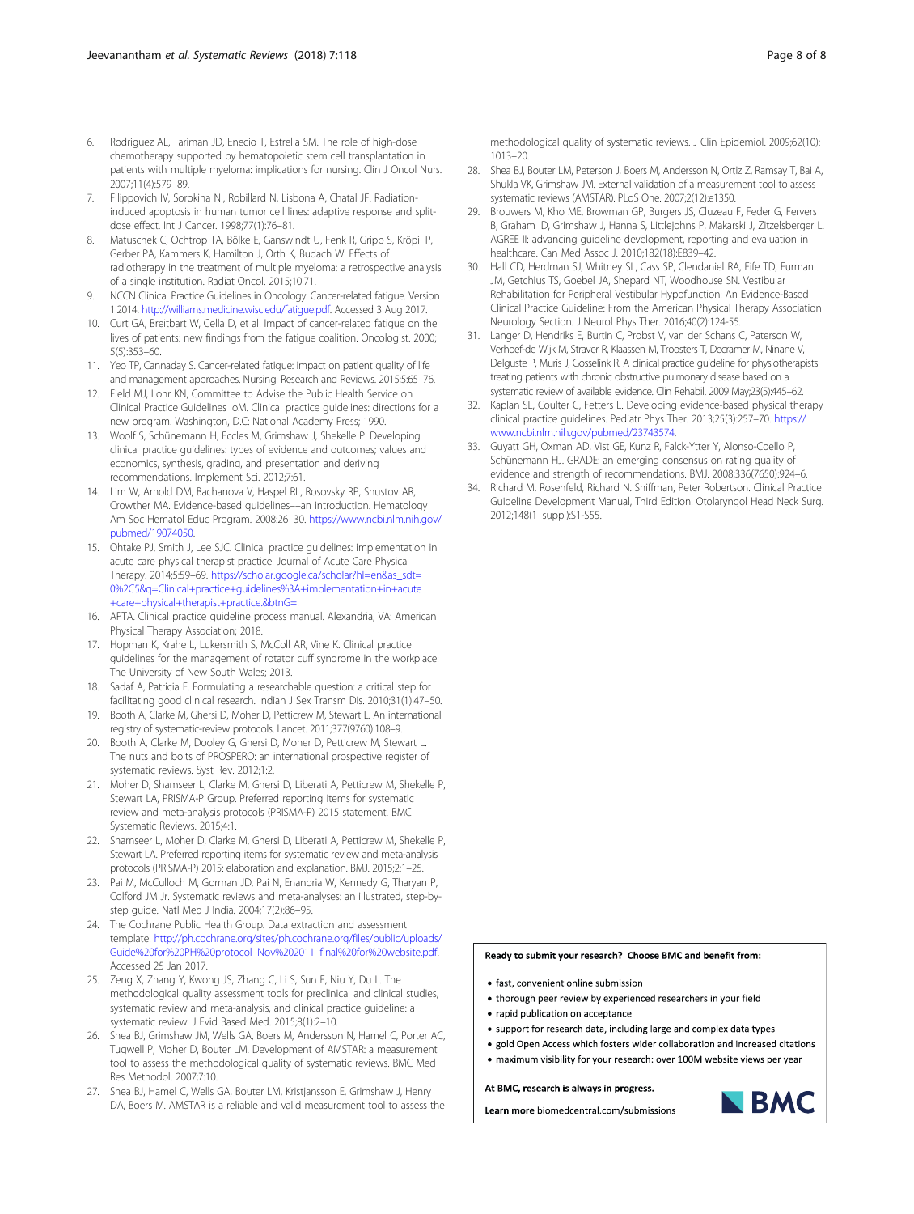6. Rodriguez AL, Tariman JD, Enecio T, Estrella SM. The role of high-dose chemotherapy supported by hematopoietic stem cell transplantation in patients with multiple myeloma: implications for nursing. Clin J Oncol Nurs. 2007;11(4):579–89.
7. Filippovich IV, Sorokina NI, Robillard N, Lisbona A, Chatal JF. Radiation-induced apoptosis in human tumor cell lines: adaptive response and split-dose effect. Int J Cancer. 1998;77(1):76–81.
8. Matuschek C, Ochtrop TA, Bölke E, Ganswindt U, Fenk R, Gripp S, Kröpil P, Gerber PA, Kammers K, Hamilton J, Orth K, Budach W. Effects of radiotherapy in the treatment of multiple myeloma: a retrospective analysis of a single institution. Radiat Oncol. 2015;10:71.
9. NCCN Clinical Practice Guidelines in Oncology. Cancer-related fatigue. Version 1.2014. http://williams.medicine.wisc.edu/fatigue.pdf. Accessed 3 Aug 2017.
10. Curt GA, Breitbart W, Cella D, et al. Impact of cancer-related fatigue on the lives of patients: new findings from the fatigue coalition. Oncologist. 2000; 5(5):353–60.
11. Yeo TP, Cannaday S. Cancer-related fatigue: impact on patient quality of life and management approaches. Nursing: Research and Reviews. 2015;5:65–76.
12. Field MJ, Lohr KN, Committee to Advise the Public Health Service on Clinical Practice Guidelines IoM. Clinical practice guidelines: directions for a new program. Washington, D.C: National Academy Press; 1990.
13. Woolf S, Schünemann H, Eccles M, Grimshaw J, Shekelle P. Developing clinical practice guidelines: types of evidence and outcomes; values and economics, synthesis, grading, and presentation and deriving recommendations. Implement Sci. 2012;7:61.
14. Lim W, Arnold DM, Bachanova V, Haspel RL, Rosovsky RP, Shustov AR, Crowther MA. Evidence-based guidelines—an introduction. Hematology Am Soc Hematol Educ Program. 2008:26–30. https://www.ncbi.nlm.nih.gov/pubmed/19074050.
15. Ohtake PJ, Smith J, Lee SJC. Clinical practice guidelines: implementation in acute care physical therapist practice. Journal of Acute Care Physical Therapy. 2014;5:59–69. https://scholar.google.ca/scholar?hl=en&as_sdt=0%2C5&q=Clinical+practice+guidelines%3A+implementation+in+acute+care+physical+therapist+practice.&btnG=.
16. APTA. Clinical practice guideline process manual. Alexandria, VA: American Physical Therapy Association; 2018.
17. Hopman K, Krahe L, Lukersmith S, McColl AR, Vine K. Clinical practice guidelines for the management of rotator cuff syndrome in the workplace: The University of New South Wales; 2013.
18. Sadaf A, Patricia E. Formulating a researchable question: a critical step for facilitating good clinical research. Indian J Sex Transm Dis. 2010;31(1):47–50.
19. Booth A, Clarke M, Ghersi D, Moher D, Petticrew M, Stewart L. An international registry of systematic-review protocols. Lancet. 2011;377(9760):108–9.
20. Booth A, Clarke M, Dooley G, Ghersi D, Moher D, Petticrew M, Stewart L. The nuts and bolts of PROSPERO: an international prospective register of systematic reviews. Syst Rev. 2012;1:2.
21. Moher D, Shamseer L, Clarke M, Ghersi D, Liberati A, Petticrew M, Shekelle P, Stewart LA, PRISMA-P Group. Preferred reporting items for systematic review and meta-analysis protocols (PRISMA-P) 2015 statement. BMC Systematic Reviews. 2015;4:1.
22. Shamseer L, Moher D, Clarke M, Ghersi D, Liberati A, Petticrew M, Shekelle P, Stewart LA. Preferred reporting items for systematic review and meta-analysis protocols (PRISMA-P) 2015: elaboration and explanation. BMJ. 2015;2:1–25.
23. Pai M, McCulloch M, Gorman JD, Pai N, Enanoria W, Kennedy G, Tharyan P, Colford JM Jr. Systematic reviews and meta-analyses: an illustrated, step-by-step guide. Natl Med J India. 2004;17(2):86–95.
24. The Cochrane Public Health Group. Data extraction and assessment template. http://ph.cochrane.org/sites/ph.cochrane.org/files/public/uploads/Guide%20for%20PH%20protocol_Nov%202011_final%20for%20website.pdf. Accessed 25 Jan 2017.
25. Zeng X, Zhang Y, Kwong JS, Zhang C, Li S, Sun F, Niu Y, Du L. The methodological quality assessment tools for preclinical and clinical studies, systematic review and meta-analysis, and clinical practice guideline: a systematic review. J Evid Based Med. 2015;8(1):2–10.
26. Shea BJ, Grimshaw JM, Wells GA, Boers M, Andersson N, Hamel C, Porter AC, Tugwell P, Moher D, Bouter LM. Development of AMSTAR: a measurement tool to assess the methodological quality of systematic reviews. BMC Med Res Methodol. 2007;7:10.
27. Shea BJ, Hamel C, Wells GA, Bouter LM, Kristjansson E, Grimshaw J, Henry DA, Boers M. AMSTAR is a reliable and valid measurement tool to assess the methodological quality of systematic reviews. J Clin Epidemiol. 2009;62(10): 1013–20.
28. Shea BJ, Bouter LM, Peterson J, Boers M, Andersson N, Ortiz Z, Ramsay T, Bai A, Shukla VK, Grimshaw JM. External validation of a measurement tool to assess systematic reviews (AMSTAR). PLoS One. 2007;2(12):e1350.
29. Brouwers M, Kho ME, Browman GP, Burgers JS, Cluzeau F, Feder G, Fervers B, Graham ID, Grimshaw J, Hanna S, Littlejohns P, Makarski J, Zitzelsberger L. AGREE II: advancing guideline development, reporting and evaluation in healthcare. Can Med Assoc J. 2010;182(18):E839–42.
30. Hall CD, Herdman SJ, Whitney SL, Cass SP, Clendaniel RA, Fife TD, Furman JM, Getchius TS, Goebel JA, Shepard NT, Woodhouse SN. Vestibular Rehabilitation for Peripheral Vestibular Hypofunction: An Evidence-Based Clinical Practice Guideline: From the American Physical Therapy Association Neurology Section. J Neurol Phys Ther. 2016;40(2):124-55.
31. Langer D, Hendriks E, Burtin C, Probst V, van der Schans C, Paterson W, Verhoef-de Wijk M, Straver R, Klaassen M, Troosters T, Decramer M, Ninane V, Delguste P, Muris J, Gosselink R. A clinical practice guideline for physiotherapists treating patients with chronic obstructive pulmonary disease based on a systematic review of available evidence. Clin Rehabil. 2009 May;23(5):445–62.
32. Kaplan SL, Coulter C, Fetters L. Developing evidence-based physical therapy clinical practice guidelines. Pediatr Phys Ther. 2013;25(3):257–70. https://www.ncbi.nlm.nih.gov/pubmed/23743574.
33. Guyatt GH, Oxman AD, Vist GE, Kunz R, Falck-Ytter Y, Alonso-Coello P, Schünemann HJ. GRADE: an emerging consensus on rating quality of evidence and strength of recommendations. BMJ. 2008;336(7650):924–6.
34. Richard M. Rosenfeld, Richard N. Shiffman, Peter Robertson. Clinical Practice Guideline Development Manual, Third Edition. Otolaryngol Head Neck Surg. 2012;148(1_suppl):S1-S55.

**Ready to submit your research? Choose BMC and benefit from:**

- fast, convenient online submission
- thorough peer review by experienced researchers in your field
- rapid publication on acceptance
- support for research data, including large and complex data types
- gold Open Access which fosters wider collaboration and increased citations
- maximum visibility for your research: over 100M website views per year

**At BMC, research is always in progress.**

**Learn more** biomedcentral.com/submissions

BMC